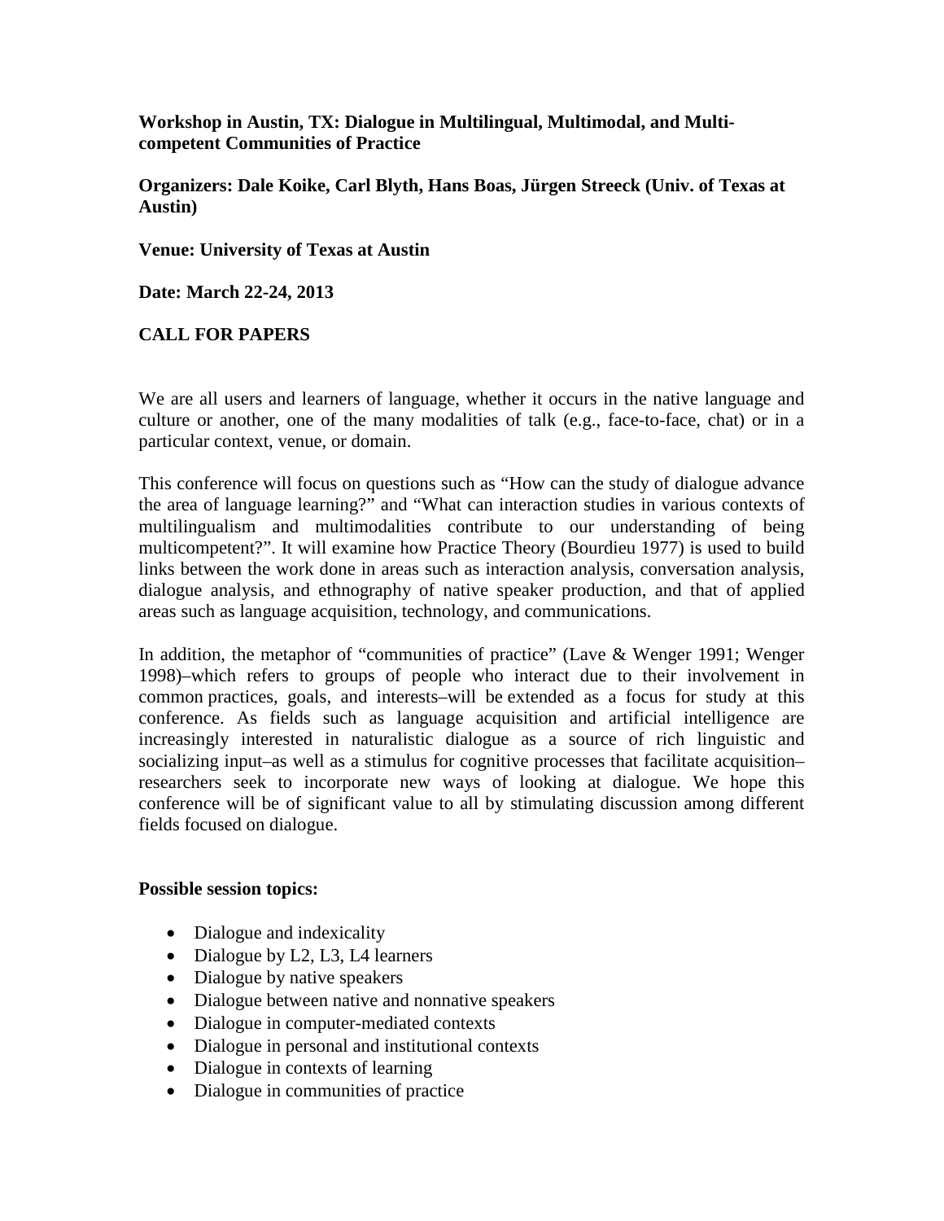**Workshop in Austin, TX: Dialogue in Multilingual, Multimodal, and Multi-competent Communities of Practice**

**Organizers: Dale Koike, Carl Blyth, Hans Boas, Jürgen Streeck (Univ. of Texas at Austin)**

**Venue: University of Texas at Austin**

**Date: March 22-24, 2013**

**CALL FOR PAPERS**

We are all users and learners of language, whether it occurs in the native language and culture or another, one of the many modalities of talk (e.g., face-to-face, chat) or in a particular context, venue, or domain.

This conference will focus on questions such as "How can the study of dialogue advance the area of language learning?" and "What can interaction studies in various contexts of multilingualism and multimodalities contribute to our understanding of being multicompetent?". It will examine how Practice Theory (Bourdieu 1977) is used to build links between the work done in areas such as interaction analysis, conversation analysis, dialogue analysis, and ethnography of native speaker production, and that of applied areas such as language acquisition, technology, and communications.

In addition, the metaphor of "communities of practice" (Lave & Wenger 1991; Wenger 1998)–which refers to groups of people who interact due to their involvement in common practices, goals, and interests–will be extended as a focus for study at this conference. As fields such as language acquisition and artificial intelligence are increasingly interested in naturalistic dialogue as a source of rich linguistic and socializing input–as well as a stimulus for cognitive processes that facilitate acquisition–researchers seek to incorporate new ways of looking at dialogue. We hope this conference will be of significant value to all by stimulating discussion among different fields focused on dialogue.

**Possible session topics:**

- Dialogue and indexicality
- Dialogue by L2, L3, L4 learners
- Dialogue by native speakers
- Dialogue between native and nonnative speakers
- Dialogue in computer-mediated contexts
- Dialogue in personal and institutional contexts
- Dialogue in contexts of learning
- Dialogue in communities of practice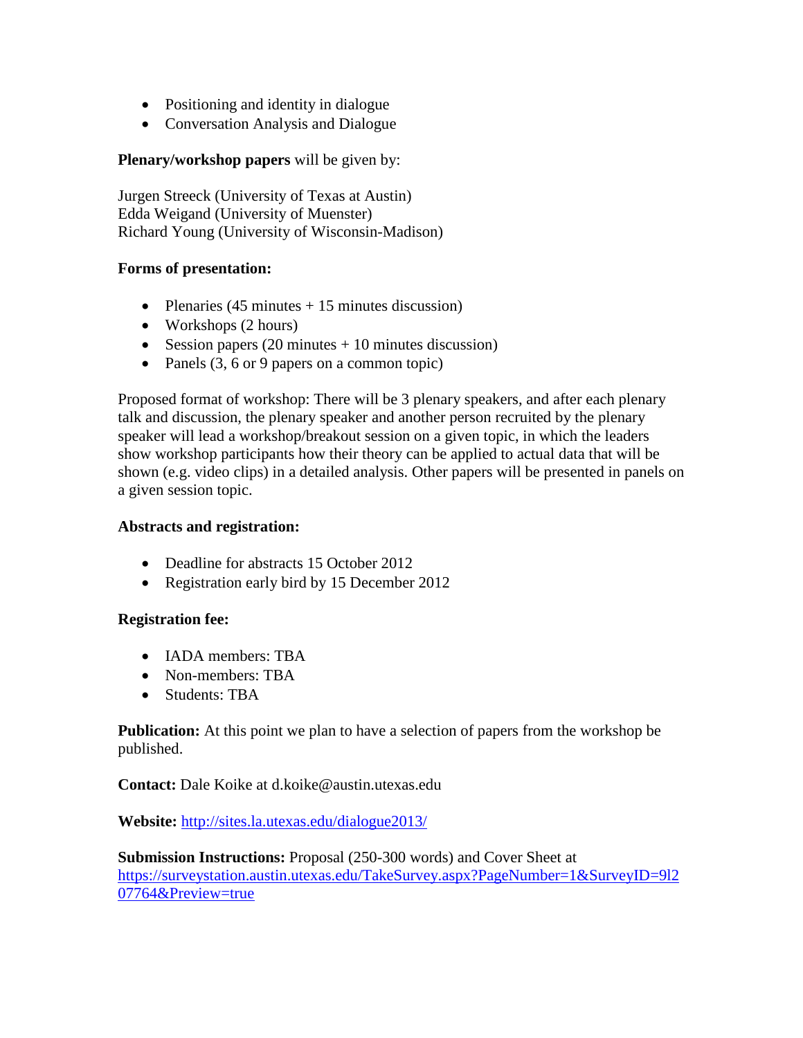- Positioning and identity in dialogue
- Conversation Analysis and Dialogue

**Plenary/workshop papers** will be given by:

Jurgen Streeck (University of Texas at Austin)
Edda Weigand (University of Muenster)
Richard Young (University of Wisconsin-Madison)

**Forms of presentation:**

- Plenaries (45 minutes + 15 minutes discussion)
- Workshops (2 hours)
- Session papers (20 minutes + 10 minutes discussion)
- Panels (3, 6 or 9 papers on a common topic)

Proposed format of workshop: There will be 3 plenary speakers, and after each plenary talk and discussion, the plenary speaker and another person recruited by the plenary speaker will lead a workshop/breakout session on a given topic, in which the leaders show workshop participants how their theory can be applied to actual data that will be shown (e.g. video clips) in a detailed analysis. Other papers will be presented in panels on a given session topic.

**Abstracts and registration:**

- Deadline for abstracts 15 October 2012
- Registration early bird by 15 December 2012

**Registration fee:**

- IADA members: TBA
- Non-members: TBA
- Students: TBA

**Publication:** At this point we plan to have a selection of papers from the workshop be published.

**Contact:** Dale Koike at d.koike@austin.utexas.edu

**Website:** [http://sites.la.utexas.edu/dialogue2013/](http://sites.la.utexas.edu/dialogue2013/)

**Submission Instructions:** Proposal (250-300 words) and Cover Sheet at [https://surveystation.austin.utexas.edu/TakeSurvey.aspx?PageNumber=1&SurveyID=9l207764&Preview=true](https://surveystation.austin.utexas.edu/TakeSurvey.aspx?PageNumber=1&SurveyID=9l207764&Preview=true)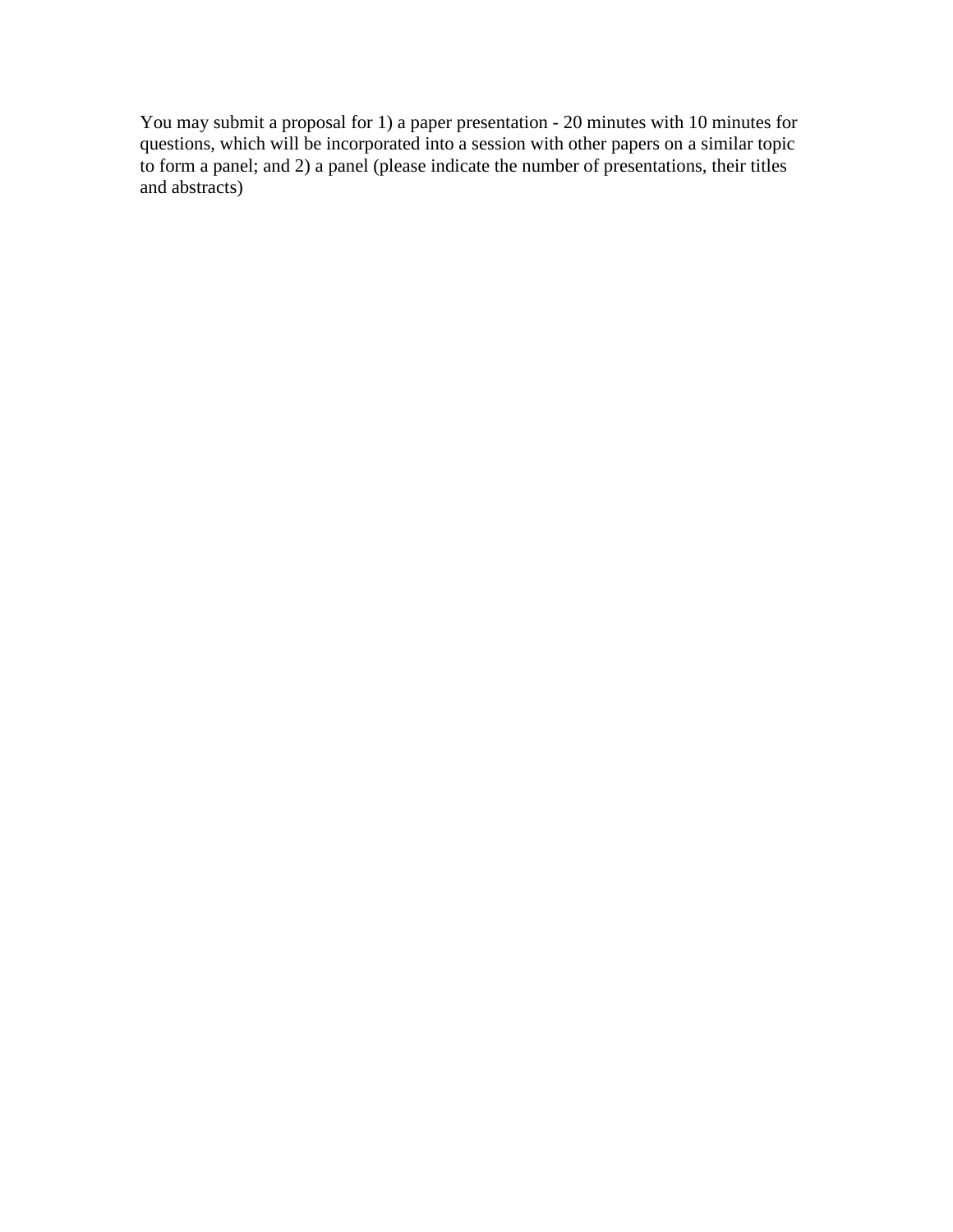You may submit a proposal for 1) a paper presentation - 20 minutes with 10 minutes for questions, which will be incorporated into a session with other papers on a similar topic to form a panel; and 2) a panel (please indicate the number of presentations, their titles and abstracts)